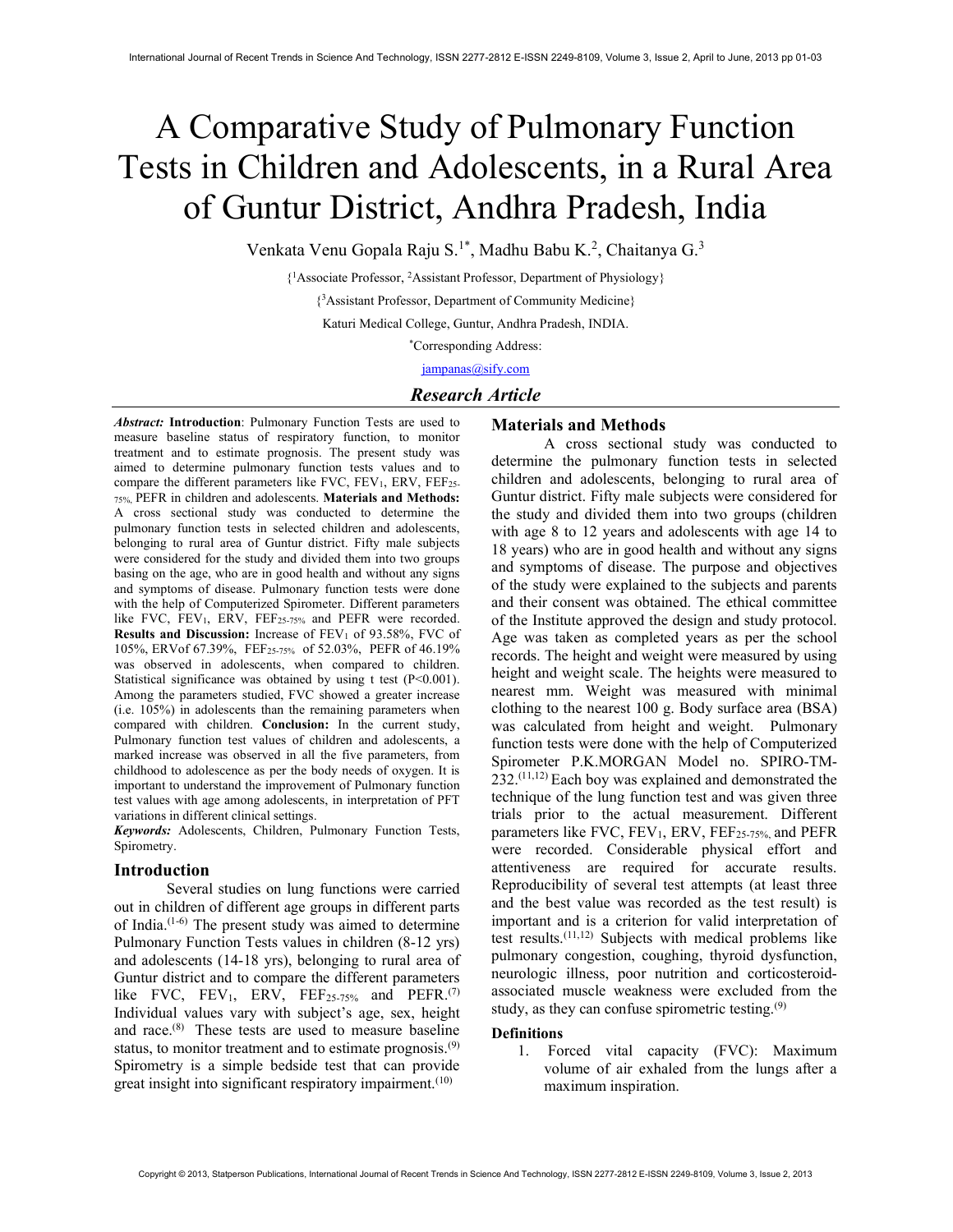# A Comparative Study of Pulmonary Function Tests in Children and Adolescents, in a Rural Area of Guntur District, Andhra Pradesh, India

Venkata Venu Gopala Raju S.[1*], Madhu Babu K.[2], Chaitanya G.[3]

{[1]Associate Professor, [2]Assistant Professor, Department of Physiology}

{[3]Assistant Professor, Department of Community Medicine}

Katuri Medical College, Guntur, Andhra Pradesh, INDIA.

*Corresponding Address:

jampanas@sify.com

## *Research Article*

***Abstract:*** **Introduction**: Pulmonary Function Tests are used to measure baseline status of respiratory function, to monitor treatment and to estimate prognosis. The present study was aimed to determine pulmonary function tests values and to compare the different parameters like FVC, $FEV_1$, ERV, $FEF_{25\text{-}75\%}$, PEFR in children and adolescents. **Materials and Methods:** A cross sectional study was conducted to determine the pulmonary function tests in selected children and adolescents, belonging to rural area of Guntur district. Fifty male subjects were considered for the study and divided them into two groups basing on the age, who are in good health and without any signs and symptoms of disease. Pulmonary function tests were done with the help of Computerized Spirometer. Different parameters like FVC, $FEV_1$, ERV, $FEF_{25\text{-}75\%}$ and PEFR were recorded. **Results and Discussion:** Increase of $FEV_1$ of 93.58%, FVC of 105%, ERVof 67.39%, $FEF_{25\text{-}75\%}$ of 52.03%, PEFR of 46.19% was observed in adolescents, when compared to children. Statistical significance was obtained by using t test ($P<0.001$). Among the parameters studied, FVC showed a greater increase (i.e. 105%) in adolescents than the remaining parameters when compared with children. **Conclusion:** In the current study, Pulmonary function test values of children and adolescents, a marked increase was observed in all the five parameters, from childhood to adolescence as per the body needs of oxygen. It is important to understand the improvement of Pulmonary function test values with age among adolescents, in interpretation of PFT variations in different clinical settings.

***Keywords:*** Adolescents, Children, Pulmonary Function Tests, Spirometry.

## Introduction

Several studies on lung functions were carried out in children of different age groups in different parts of India.[1-6] The present study was aimed to determine Pulmonary Function Tests values in children (8-12 yrs) and adolescents (14-18 yrs), belonging to rural area of Guntur district and to compare the different parameters like FVC, $FEV_1$, ERV, $FEF_{25\text{-}75\%}$ and PEFR.[7] Individual values vary with subject's age, sex, height and race.[8] These tests are used to measure baseline status, to monitor treatment and to estimate prognosis.[9] Spirometry is a simple bedside test that can provide great insight into significant respiratory impairment.[10]

## Materials and Methods

A cross sectional study was conducted to determine the pulmonary function tests in selected children and adolescents, belonging to rural area of Guntur district. Fifty male subjects were considered for the study and divided them into two groups (children with age 8 to 12 years and adolescents with age 14 to 18 years) who are in good health and without any signs and symptoms of disease. The purpose and objectives of the study were explained to the subjects and parents and their consent was obtained. The ethical committee of the Institute approved the design and study protocol. Age was taken as completed years as per the school records. The height and weight were measured by using height and weight scale. The heights were measured to nearest mm. Weight was measured with minimal clothing to the nearest 100 g. Body surface area (BSA) was calculated from height and weight. Pulmonary function tests were done with the help of Computerized Spirometer P.K.MORGAN Model no. SPIRO-TM-232.[11,12] Each boy was explained and demonstrated the technique of the lung function test and was given three trials prior to the actual measurement. Different parameters like FVC, $FEV_1$, ERV, $FEF_{25\text{-}75\%}$, and PEFR were recorded. Considerable physical effort and attentiveness are required for accurate results. Reproducibility of several test attempts (at least three and the best value was recorded as the test result) is important and is a criterion for valid interpretation of test results.[11,12] Subjects with medical problems like pulmonary congestion, coughing, thyroid dysfunction, neurologic illness, poor nutrition and corticosteroid-associated muscle weakness were excluded from the study, as they can confuse spirometric testing.[9]

### Definitions

1. Forced vital capacity (FVC): Maximum volume of air exhaled from the lungs after a maximum inspiration.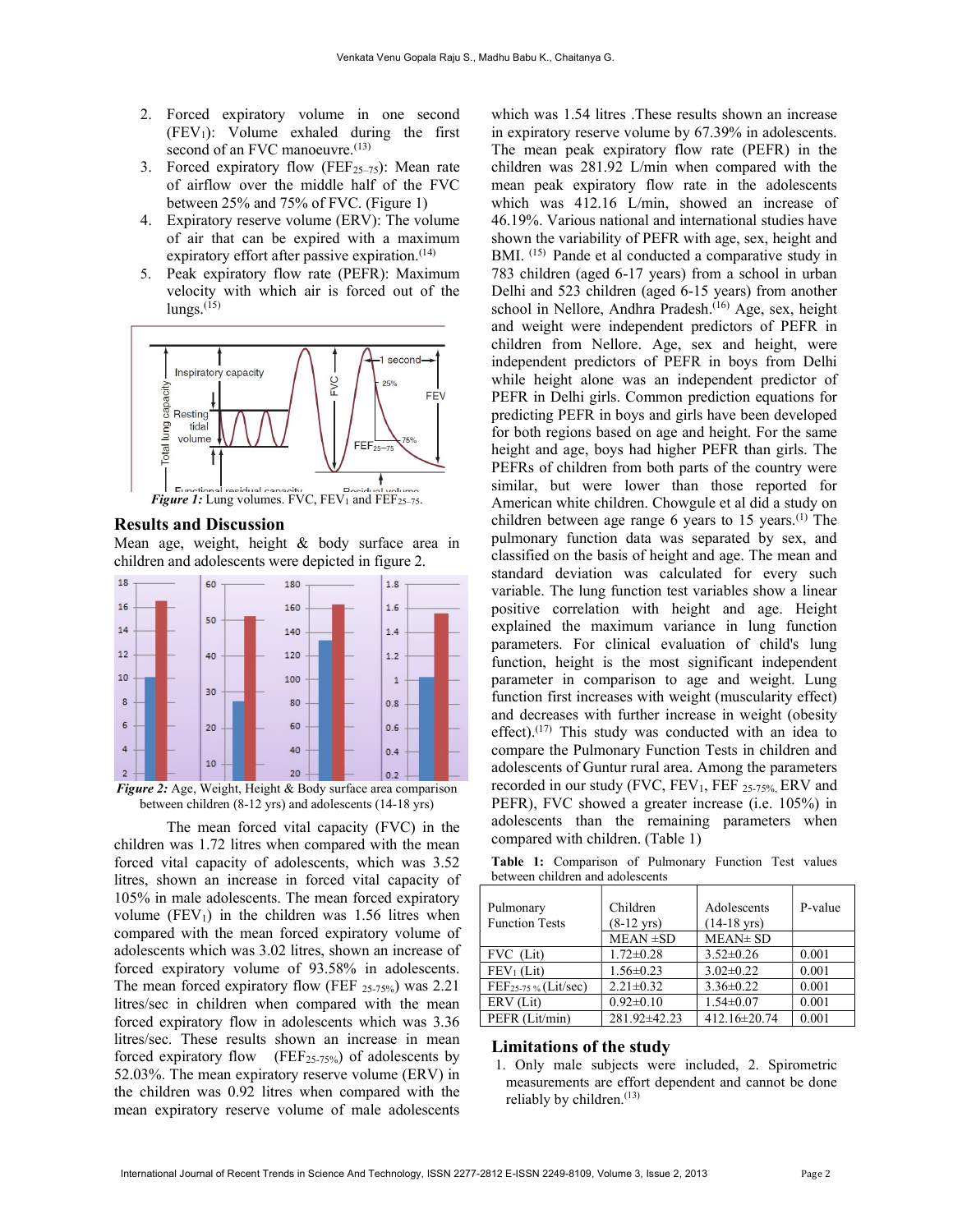2. Forced expiratory volume in one second ($FEV_1$): Volume exhaled during the first second of an FVC manoeuvre.[13]
3. Forced expiratory flow ($FEF_{25-75}$): Mean rate of airflow over the middle half of the FVC between 25% and 75% of FVC. (Figure 1)
4. Expiratory reserve volume (ERV): The volume of air that can be expired with a maximum expiratory effort after passive expiration.[14]
5. Peak expiratory flow rate (PEFR): Maximum velocity with which air is forced out of the lungs.[15]

*Figure 1:* Lung volumes. FVC, $FEV_1$ and $FEF_{25-75}$.

## Results and Discussion

Mean age, weight, height & body surface area in children and adolescents were depicted in figure 2.

*Figure 2:* Age, Weight, Height & Body surface area comparison between children (8-12 yrs) and adolescents (14-18 yrs)

The mean forced vital capacity (FVC) in the children was 1.72 litres when compared with the mean forced vital capacity of adolescents, which was 3.52 litres, shown an increase in forced vital capacity of 105% in male adolescents. The mean forced expiratory volume ($FEV_1$) in the children was 1.56 litres when compared with the mean forced expiratory volume of adolescents which was 3.02 litres, shown an increase of forced expiratory volume of 93.58% in adolescents. The mean forced expiratory flow (FEF $_{25-75\%}$) was 2.21 litres/sec in children when compared with the mean forced expiratory flow in adolescents which was 3.36 litres/sec. These results shown an increase in mean forced expiratory flow ($FEF_{25-75\%}$) of adolescents by 52.03%. The mean expiratory reserve volume (ERV) in the children was 0.92 litres when compared with the mean expiratory reserve volume of male adolescents which was 1.54 litres .These results shown an increase in expiratory reserve volume by 67.39% in adolescents. The mean peak expiratory flow rate (PEFR) in the children was 281.92 L/min when compared with the mean peak expiratory flow rate in the adolescents which was 412.16 L/min, showed an increase of 46.19%. Various national and international studies have shown the variability of PEFR with age, sex, height and BMI. [15] Pande et al conducted a comparative study in 783 children (aged 6-17 years) from a school in urban Delhi and 523 children (aged 6-15 years) from another school in Nellore, Andhra Pradesh.[16] Age, sex, height and weight were independent predictors of PEFR in children from Nellore. Age, sex and height, were independent predictors of PEFR in boys from Delhi while height alone was an independent predictor of PEFR in Delhi girls. Common prediction equations for predicting PEFR in boys and girls have been developed for both regions based on age and height. For the same height and age, boys had higher PEFR than girls. The PEFRs of children from both parts of the country were similar, but were lower than those reported for American white children. Chowgule et al did a study on children between age range 6 years to 15 years.[1] The pulmonary function data was separated by sex, and classified on the basis of height and age. The mean and standard deviation was calculated for every such variable. The lung function test variables show a linear positive correlation with height and age. Height explained the maximum variance in lung function parameters. For clinical evaluation of child's lung function, height is the most significant independent parameter in comparison to age and weight. Lung function first increases with weight (muscularity effect) and decreases with further increase in weight (obesity effect).[17] This study was conducted with an idea to compare the Pulmonary Function Tests in children and adolescents of Guntur rural area. Among the parameters recorded in our study (FVC, $FEV_1$, FEF $_{25-75\%}$, ERV and PEFR), FVC showed a greater increase (i.e. 105%) in adolescents than the remaining parameters when compared with children. (Table 1)

**Table 1:** Comparison of Pulmonary Function Test values between children and adolescents

| Pulmonary Function Tests | Children (8-12 yrs) | Adolescents (14-18 yrs) | P-value |
|---|---|---|---|
| | MEAN ±SD | MEAN± SD | |
| FVC (Lit) | 1.72±0.28 | 3.52±0.26 | 0.001 |
| $FEV_1$ (Lit) | 1.56±0.23 | 3.02±0.22 | 0.001 |
| $FEF_{25-75\%}$ (Lit/sec) | 2.21±0.32 | 3.36±0.22 | 0.001 |
| ERV (Lit) | 0.92±0.10 | 1.54±0.07 | 0.001 |
| PEFR (Lit/min) | 281.92±42.23 | 412.16±20.74 | 0.001 |

## Limitations of the study

1. Only male subjects were included, 2. Spirometric measurements are effort dependent and cannot be done reliably by children.[13]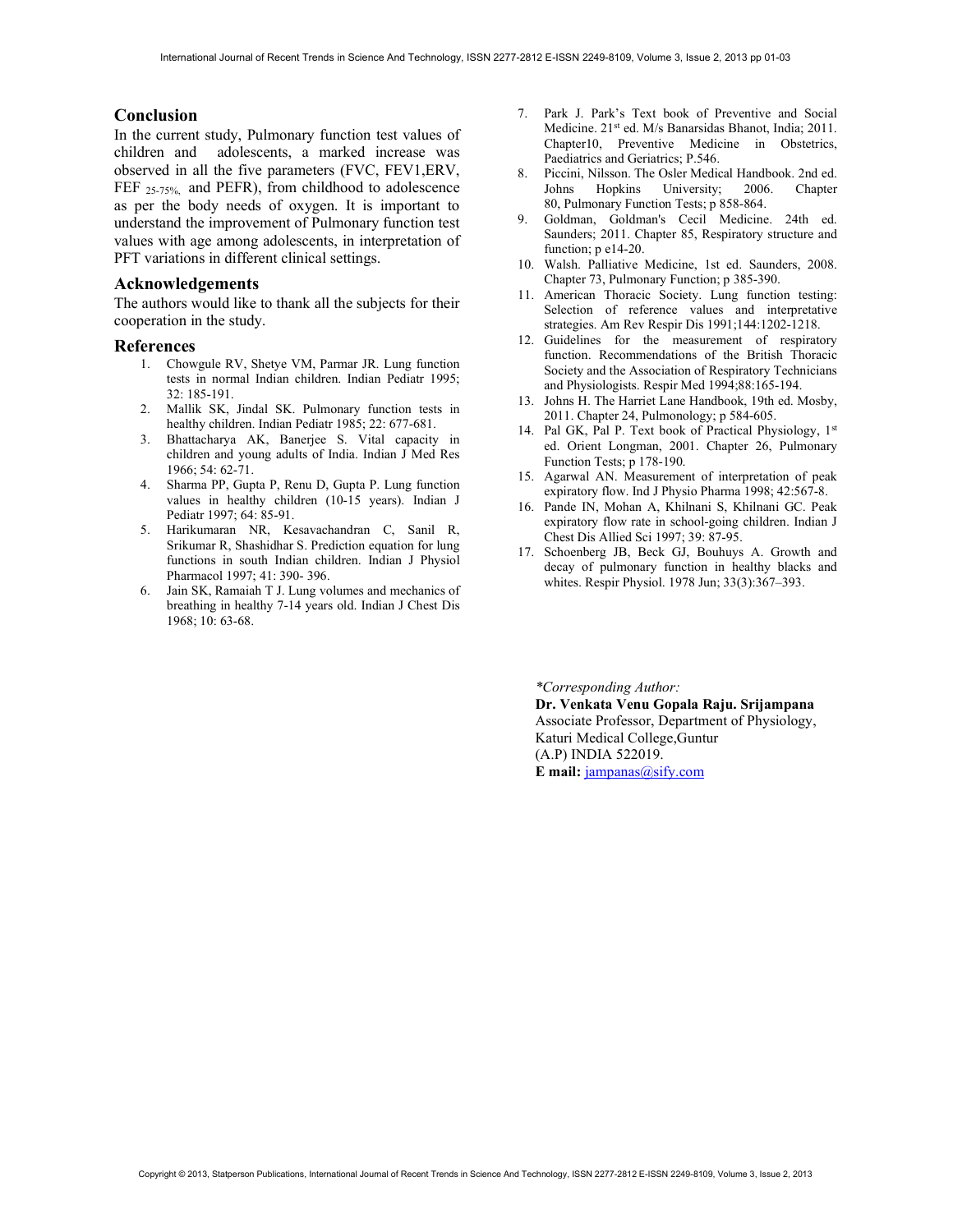## Conclusion

In the current study, Pulmonary function test values of children and adolescents, a marked increase was observed in all the five parameters (FVC, FEV1,ERV, FEF $_{25\text{-}75\%}$, and PEFR), from childhood to adolescence as per the body needs of oxygen. It is important to understand the improvement of Pulmonary function test values with age among adolescents, in interpretation of PFT variations in different clinical settings.

## Acknowledgements

The authors would like to thank all the subjects for their cooperation in the study.

## References

1. Chowgule RV, Shetye VM, Parmar JR. Lung function tests in normal Indian children. Indian Pediatr 1995; 32: 185-191.
2. Mallik SK, Jindal SK. Pulmonary function tests in healthy children. Indian Pediatr 1985; 22: 677-681.
3. Bhattacharya AK, Banerjee S. Vital capacity in children and young adults of India. Indian J Med Res 1966; 54: 62-71.
4. Sharma PP, Gupta P, Renu D, Gupta P. Lung function values in healthy children (10-15 years). Indian J Pediatr 1997; 64: 85-91.
5. Harikumaran NR, Kesavachandran C, Sanil R, Srikumar R, Shashidhar S. Prediction equation for lung functions in south Indian children. Indian J Physiol Pharmacol 1997; 41: 390- 396.
6. Jain SK, Ramaiah T J. Lung volumes and mechanics of breathing in healthy 7-14 years old. Indian J Chest Dis 1968; 10: 63-68.
7. Park J. Park's Text book of Preventive and Social Medicine. 21st ed. M/s Banarsidas Bhanot, India; 2011. Chapter10, Preventive Medicine in Obstetrics, Paediatrics and Geriatrics; P.546.
8. Piccini, Nilsson. The Osler Medical Handbook. 2nd ed. Johns Hopkins University; 2006. Chapter 80, Pulmonary Function Tests; p 858-864.
9. Goldman, Goldman's Cecil Medicine. 24th ed. Saunders; 2011. Chapter 85, Respiratory structure and function; p e14-20.
10. Walsh. Palliative Medicine, 1st ed. Saunders, 2008. Chapter 73, Pulmonary Function; p 385-390.
11. American Thoracic Society. Lung function testing: Selection of reference values and interpretative strategies. Am Rev Respir Dis 1991;144:1202-1218.
12. Guidelines for the measurement of respiratory function. Recommendations of the British Thoracic Society and the Association of Respiratory Technicians and Physiologists. Respir Med 1994;88:165-194.
13. Johns H. The Harriet Lane Handbook, 19th ed. Mosby, 2011. Chapter 24, Pulmonology; p 584-605.
14. Pal GK, Pal P. Text book of Practical Physiology, 1st ed. Orient Longman, 2001. Chapter 26, Pulmonary Function Tests; p 178-190.
15. Agarwal AN. Measurement of interpretation of peak expiratory flow. Ind J Physio Pharma 1998; 42:567-8.
16. Pande IN, Mohan A, Khilnani S, Khilnani GC. Peak expiratory flow rate in school-going children. Indian J Chest Dis Allied Sci 1997; 39: 87-95.
17. Schoenberg JB, Beck GJ, Bouhuys A. Growth and decay of pulmonary function in healthy blacks and whites. Respir Physiol. 1978 Jun; 33(3):367–393.

*\*Corresponding Author:*

**Dr. Venkata Venu Gopala Raju. Srijampana**
Associate Professor, Department of Physiology,
Katuri Medical College,Guntur
(A.P) INDIA 522019.
**E mail:** jampanas@sify.com